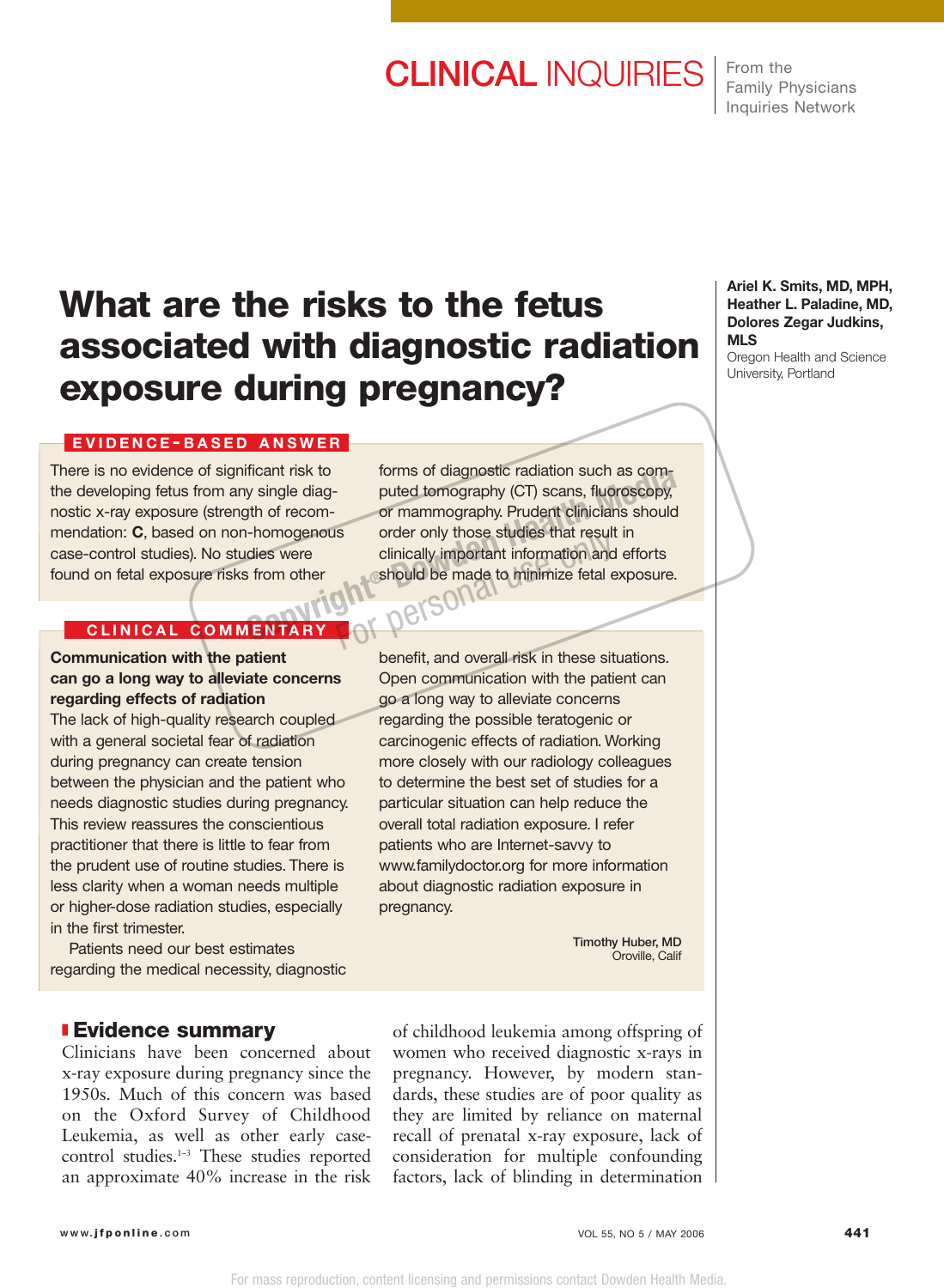CLINICAL INQUIRIES

From the Family Physicians Inquiries Network

# What are the risks to the fetus associated with diagnostic radiation exposure during pregnancy?

**Ariel K. Smits, MD, MPH, Heather L. Paladine, MD, Dolores Zegar Judkins, MLS**
Oregon Health and Science University, Portland

## EVIDENCE-BASED ANSWER

There is no evidence of significant risk to the developing fetus from any single diagnostic x-ray exposure (strength of recommendation: **C**, based on non-homogenous case-control studies). No studies were found on fetal exposure risks from other forms of diagnostic radiation such as computed tomography (CT) scans, fluoroscopy, or mammography. Prudent clinicians should order only those studies that result in clinically important information and efforts should be made to minimize fetal exposure.

## CLINICAL COMMENTARY

**Communication with the patient can go a long way to alleviate concerns regarding effects of radiation**

The lack of high-quality research coupled with a general societal fear of radiation during pregnancy can create tension between the physician and the patient who needs diagnostic studies during pregnancy. This review reassures the conscientious practitioner that there is little to fear from the prudent use of routine studies. There is less clarity when a woman needs multiple or higher-dose radiation studies, especially in the first trimester.

Patients need our best estimates regarding the medical necessity, diagnostic benefit, and overall risk in these situations. Open communication with the patient can go a long way to alleviate concerns regarding the possible teratogenic or carcinogenic effects of radiation. Working more closely with our radiology colleagues to determine the best set of studies for a particular situation can help reduce the overall total radiation exposure. I refer patients who are Internet-savvy to www.familydoctor.org for more information about diagnostic radiation exposure in pregnancy.

Timothy Huber, MD
Oroville, Calif

## Evidence summary

Clinicians have been concerned about x-ray exposure during pregnancy since the 1950s. Much of this concern was based on the Oxford Survey of Childhood Leukemia, as well as other early case-control studies.[1–3] These studies reported an approximate 40% increase in the risk of childhood leukemia among offspring of women who received diagnostic x-rays in pregnancy. However, by modern standards, these studies are of poor quality as they are limited by reliance on maternal recall of prenatal x-ray exposure, lack of consideration for multiple confounding factors, lack of blinding in determination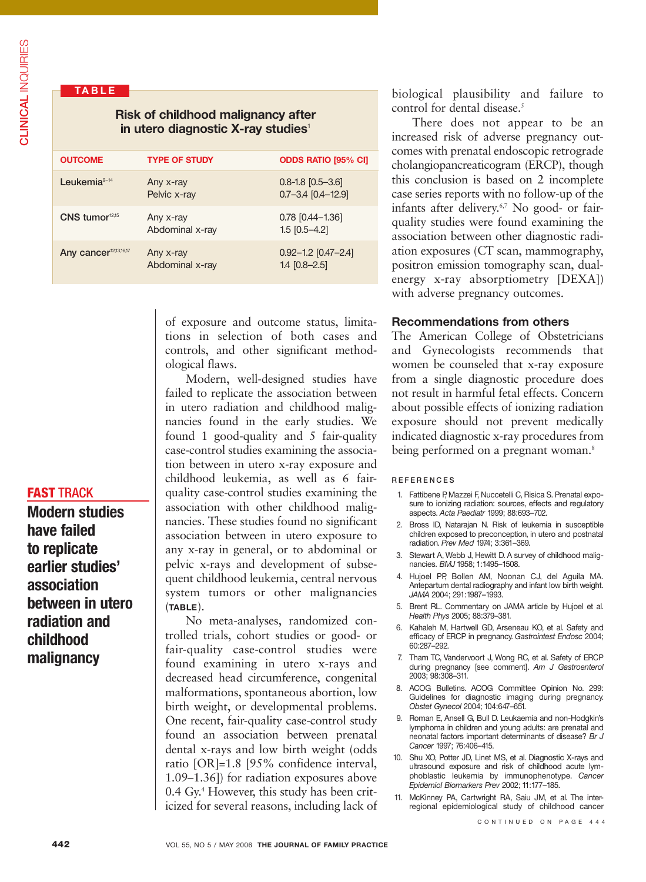**TABLE**

**Risk of childhood malignancy after in utero diagnostic X-ray studies**[1]

| OUTCOME | TYPE OF STUDY | ODDS RATIO [95% CI] |
|---|---|---|
| Leukemia[9–14] | Any x-ray<br>Pelvic x-ray | 0.8-1.8 [0.5–3.6]<br>0.7–3.4 [0.4–12.9] |
| CNS tumor[12,15] | Any x-ray<br>Abdominal x-ray | 0.78 [0.44–1.36]<br>1.5 [0.5–4.2] |
| Any cancer[12,13,16,17] | Any x-ray<br>Abdominal x-ray | 0.92–1.2 [0.47–2.4]<br>1.4 [0.8–2.5] |

of exposure and outcome status, limitations in selection of both cases and controls, and other significant methodological flaws.

Modern, well-designed studies have failed to replicate the association between in utero radiation and childhood malignancies found in the early studies. We found 1 good-quality and 5 fair-quality case-control studies examining the association between in utero x-ray exposure and childhood leukemia, as well as 6 fair-quality case-control studies examining the association with other childhood malignancies. These studies found no significant association between in utero exposure to any x-ray in general, or to abdominal or pelvic x-rays and development of subsequent childhood leukemia, central nervous system tumors or other malignancies (**TABLE**).

**FAST TRACK**

**Modern studies have failed to replicate earlier studies' association between in utero radiation and childhood malignancy**

No meta-analyses, randomized controlled trials, cohort studies or good- or fair-quality case-control studies were found examining in utero x-rays and decreased head circumference, congenital malformations, spontaneous abortion, low birth weight, or developmental problems. One recent, fair-quality case-control study found an association between prenatal dental x-rays and low birth weight (odds ratio [OR]=1.8 [95% confidence interval, 1.09–1.36]) for radiation exposures above 0.4 Gy.[4] However, this study has been criticized for several reasons, including lack of biological plausibility and failure to control for dental disease.[5]

There does not appear to be an increased risk of adverse pregnancy outcomes with prenatal endoscopic retrograde cholangiopancreaticogram (ERCP), though this conclusion is based on 2 incomplete case series reports with no follow-up of the infants after delivery.[6,7] No good- or fair-quality studies were found examining the association between other diagnostic radiation exposures (CT scan, mammography, positron emission tomography scan, dual-energy x-ray absorptiometry [DEXA]) with adverse pregnancy outcomes.

## Recommendations from others

The American College of Obstetricians and Gynecologists recommends that women be counseled that x-ray exposure from a single diagnostic procedure does not result in harmful fetal effects. Concern about possible effects of ionizing radiation exposure should not prevent medically indicated diagnostic x-ray procedures from being performed on a pregnant woman.[8]

### REFERENCES

1. Fattibene P, Mazzei F, Nuccetelli C, Risica S. Prenatal exposure to ionizing radiation: sources, effects and regulatory aspects. *Acta Paediatr* 1999; 88:693–702.
2. Bross ID, Natarajan N. Risk of leukemia in susceptible children exposed to preconception, in utero and postnatal radiation. *Prev Med* 1974; 3:361–369.
3. Stewart A, Webb J, Hewitt D. A survey of childhood malignancies. *BMJ* 1958; 1:1495–1508.
4. Hujoel PP, Bollen AM, Noonan CJ, del Aguila MA. Antepartum dental radiography and infant low birth weight. *JAMA* 2004; 291:1987–1993.
5. Brent RL. Commentary on JAMA article by Hujoel et al. *Health Phys* 2005; 88:379–381.
6. Kahaleh M, Hartwell GD, Arseneau KO, et al. Safety and efficacy of ERCP in pregnancy. *Gastrointest Endosc* 2004; 60:287–292.
7. Tham TC, Vandervoort J, Wong RC, et al. Safety of ERCP during pregnancy [see comment]. *Am J Gastroenterol* 2003; 98:308–311.
8. ACOG Bulletins. ACOG Committee Opinion No. 299: Guidelines for diagnostic imaging during pregnancy. *Obstet Gynecol* 2004; 104:647–651.
9. Roman E, Ansell G, Bull D. Leukaemia and non-Hodgkin's lymphoma in children and young adults: are prenatal and neonatal factors important determinants of disease? *Br J Cancer* 1997; 76:406–415.
10. Shu XO, Potter JD, Linet MS, et al. Diagnostic X-rays and ultrasound exposure and risk of childhood acute lymphoblastic leukemia by immunophenotype. *Cancer Epidemiol Biomarkers Prev* 2002; 11:177–185.
11. McKinney PA, Cartwright RA, Saiu JM, et al. The inter-regional epidemiological study of childhood cancer

CONTINUED ON PAGE 444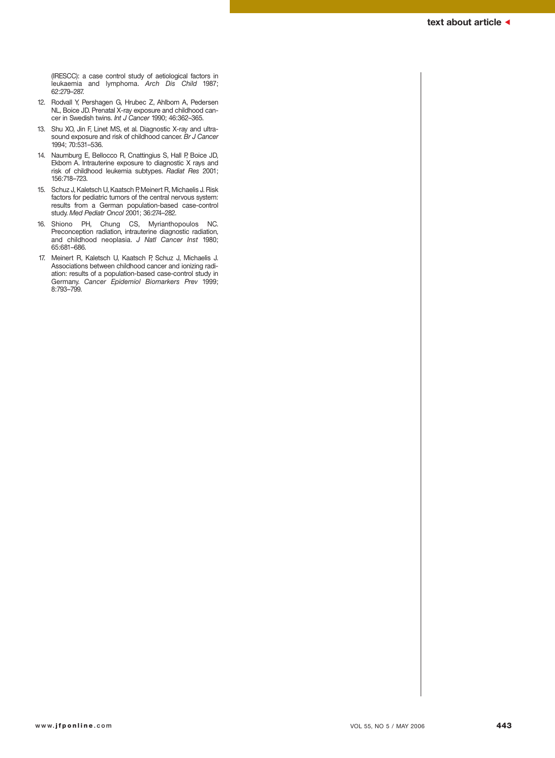(IRESCC): a case control study of aetiological factors in leukaemia and lymphoma. *Arch Dis Child* 1987; 62:279–287.

12. Rodvall Y, Pershagen G, Hrubec Z, Ahlbom A, Pedersen NL, Boice JD. Prenatal X-ray exposure and childhood cancer in Swedish twins. *Int J Cancer* 1990; 46:362–365.
13. Shu XO, Jin F, Linet MS, et al. Diagnostic X-ray and ultrasound exposure and risk of childhood cancer. *Br J Cancer* 1994; 70:531–536.
14. Naumburg E, Bellocco R, Cnattingius S, Hall P, Boice JD, Ekbom A. Intrauterine exposure to diagnostic X rays and risk of childhood leukemia subtypes. *Radiat Res* 2001; 156:718–723.
15. Schuz J, Kaletsch U, Kaatsch P, Meinert R, Michaelis J. Risk factors for pediatric tumors of the central nervous system: results from a German population-based case-control study. *Med Pediatr Oncol* 2001; 36:274–282.
16. Shiono PH, Chung CS, Myrianthopoulos NC. Preconception radiation, intrauterine diagnostic radiation, and childhood neoplasia. *J Natl Cancer Inst* 1980; 65:681–686.
17. Meinert R, Kaletsch U, Kaatsch P, Schuz J, Michaelis J. Associations between childhood cancer and ionizing radiation: results of a population-based case-control study in Germany. *Cancer Epidemiol Biomarkers Prev* 1999; 8:793–799.